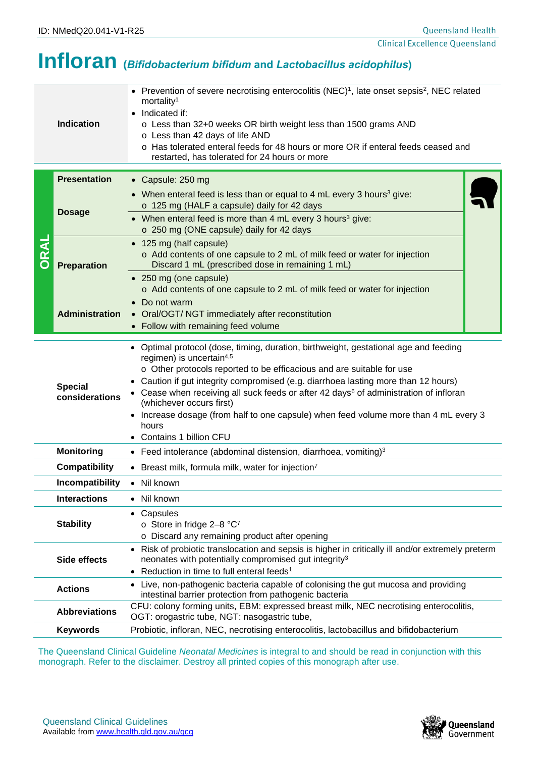ID: NMedQ20.041-V1-R25

Queensland Health
Clinical Excellence Queensland

# Infloran (*Bifidobacterium bifidum* and *Lactobacillus acidophilus*)

| | |
|---|---|
| **Indication** | • Prevention of severe necrotising enterocolitis (NEC)[1], late onset sepsis[2], NEC related mortality[1]<br>• Indicated if:<br>o Less than 32+0 weeks OR birth weight less than 1500 grams AND<br>o Less than 42 days of life AND<br>o Has tolerated enteral feeds for 48 hours or more OR if enteral feeds ceased and restarted, has tolerated for 24 hours or more |

**ORAL**

| | |
|---|---|
| **Presentation** | • Capsule: 250 mg |
| **Dosage** | • When enteral feed is less than or equal to 4 mL every 3 hours[3] give:<br>o 125 mg (HALF a capsule) daily for 42 days<br>• When enteral feed is more than 4 mL every 3 hours[3] give:<br>o 250 mg (ONE capsule) daily for 42 days |
| **Preparation** | • 125 mg (half capsule)<br>o Add contents of one capsule to 2 mL of milk feed or water for injection Discard 1 mL (prescribed dose in remaining 1 mL)<br>• 250 mg (one capsule)<br>o Add contents of one capsule to 2 mL of milk feed or water for injection |
| **Administration** | • Do not warm<br>• Oral/OGT/ NGT immediately after reconstitution<br>• Follow with remaining feed volume |

| | |
|---|---|
| **Special considerations** | • Optimal protocol (dose, timing, duration, birthweight, gestational age and feeding regimen) is uncertain[4,5]<br>o Other protocols reported to be efficacious and are suitable for use<br>• Caution if gut integrity compromised (e.g. diarrhoea lasting more than 12 hours)<br>• Cease when receiving all suck feeds or after 42 days[6] of administration of infloran (whichever occurs first)<br>• Increase dosage (from half to one capsule) when feed volume more than 4 mL every 3 hours<br>• Contains 1 billion CFU |
| **Monitoring** | • Feed intolerance (abdominal distension, diarrhoea, vomiting)[3] |
| **Compatibility** | • Breast milk, formula milk, water for injection[7] |
| **Incompatibility** | • Nil known |
| **Interactions** | • Nil known |
| **Stability** | • Capsules<br>o Store in fridge 2–8 °C[7]<br>o Discard any remaining product after opening |
| **Side effects** | • Risk of probiotic translocation and sepsis is higher in critically ill and/or extremely preterm neonates with potentially compromised gut integrity[3]<br>• Reduction in time to full enteral feeds[1] |
| **Actions** | • Live, non-pathogenic bacteria capable of colonising the gut mucosa and providing intestinal barrier protection from pathogenic bacteria |
| **Abbreviations** | CFU: colony forming units, EBM: expressed breast milk, NEC necrotising enterocolitis, OGT: orogastric tube, NGT: nasogastric tube, |
| **Keywords** | Probiotic, infloran, NEC, necrotising enterocolitis, lactobacillus and bifidobacterium |

The Queensland Clinical Guideline *Neonatal Medicines* is integral to and should be read in conjunction with this monograph. Refer to the disclaimer. Destroy all printed copies of this monograph after use.

Queensland Clinical Guidelines
Available from www.health.qld.gov.au/qcg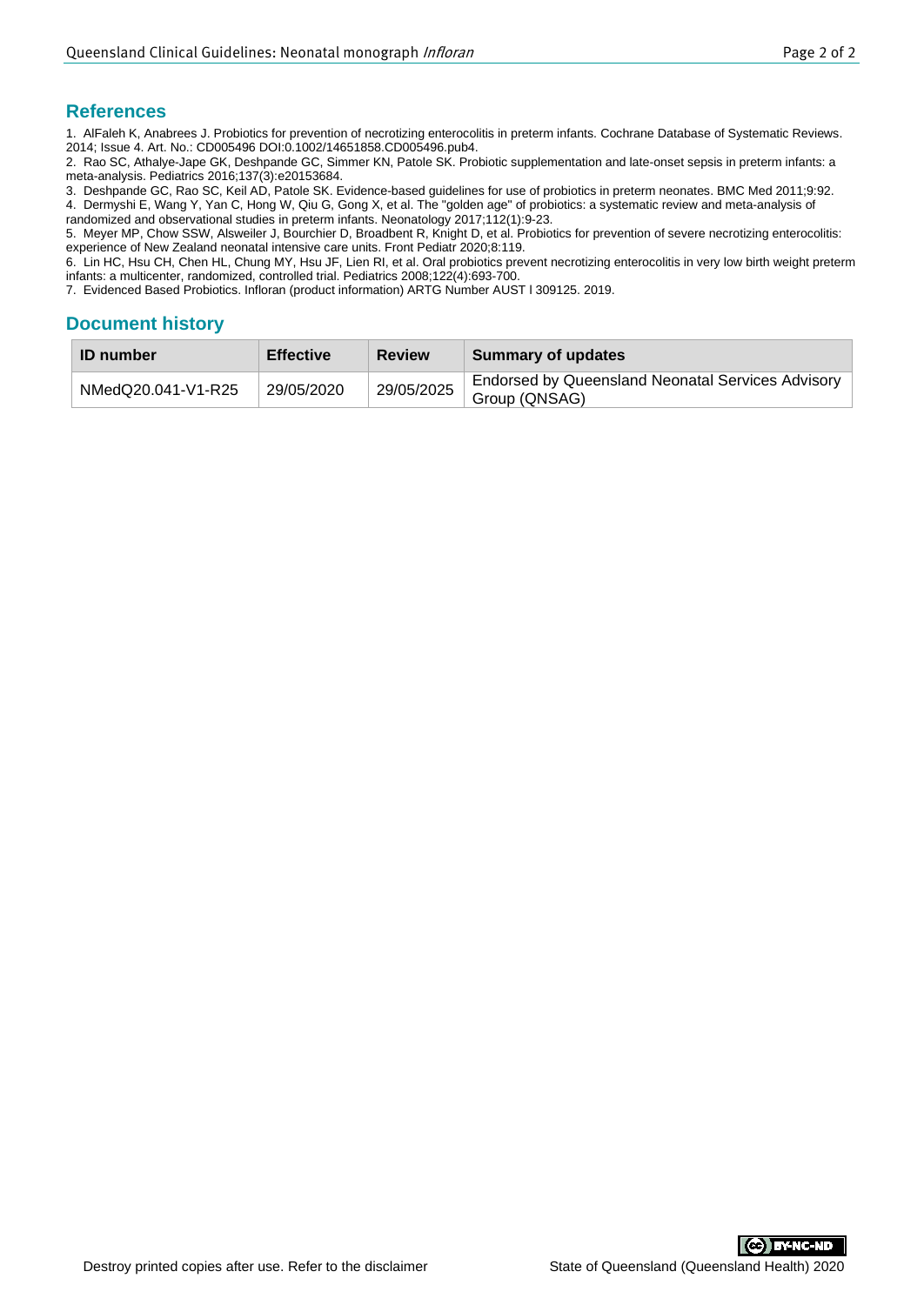## References

1. AlFaleh K, Anabrees J. Probiotics for prevention of necrotizing enterocolitis in preterm infants. Cochrane Database of Systematic Reviews. 2014; Issue 4. Art. No.: CD005496 DOI:0.1002/14651858.CD005496.pub4.
2. Rao SC, Athalye-Jape GK, Deshpande GC, Simmer KN, Patole SK. Probiotic supplementation and late-onset sepsis in preterm infants: a meta-analysis. Pediatrics 2016;137(3):e20153684.
3. Deshpande GC, Rao SC, Keil AD, Patole SK. Evidence-based guidelines for use of probiotics in preterm neonates. BMC Med 2011;9:92.
4. Dermyshi E, Wang Y, Yan C, Hong W, Qiu G, Gong X, et al. The "golden age" of probiotics: a systematic review and meta-analysis of randomized and observational studies in preterm infants. Neonatology 2017;112(1):9-23.
5. Meyer MP, Chow SSW, Alsweiler J, Bourchier D, Broadbent R, Knight D, et al. Probiotics for prevention of severe necrotizing enterocolitis: experience of New Zealand neonatal intensive care units. Front Pediatr 2020;8:119.
6. Lin HC, Hsu CH, Chen HL, Chung MY, Hsu JF, Lien RI, et al. Oral probiotics prevent necrotizing enterocolitis in very low birth weight preterm infants: a multicenter, randomized, controlled trial. Pediatrics 2008;122(4):693-700.
7. Evidenced Based Probiotics. Infloran (product information) ARTG Number AUST I 309125. 2019.

## Document history

| ID number | Effective | Review | Summary of updates |
|---|---|---|---|
| NMedQ20.041-V1-R25 | 29/05/2020 | 29/05/2025 | Endorsed by Queensland Neonatal Services Advisory Group (QNSAG) |